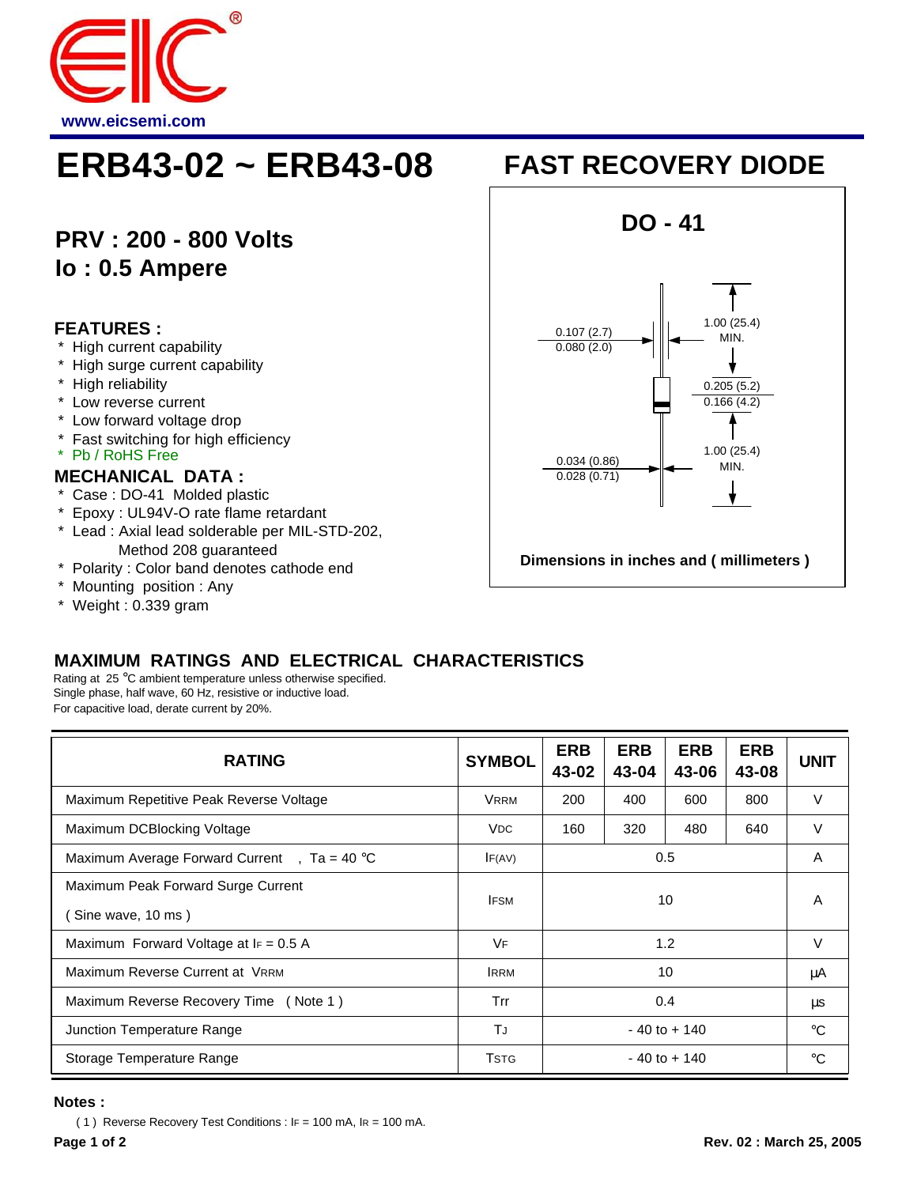www.eicsemi.com

# ERB43-02 ~ ERB43-08

# FAST RECOVERY DIODE

## PRV : 200 - 800 Volts
## Io : 0.5 Ampere

### FEATURES :

* High current capability
* High surge current capability
* High reliability
* Low reverse current
* Low forward voltage drop
* Fast switching for high efficiency
* Pb / RoHS Free

### MECHANICAL DATA :

* Case : DO-41 Molded plastic
* Epoxy : UL94V-O rate flame retardant
* Lead : Axial lead solderable per MIL-STD-202, Method 208 guaranteed
* Polarity : Color band denotes cathode end
* Mounting position : Any
* Weight : 0.339 gram

**DO - 41**

0.107 (2.7)
0.080 (2.0)

1.00 (25.4) MIN.

0.205 (5.2)
0.166 (4.2)

1.00 (25.4) MIN.

0.034 (0.86)
0.028 (0.71)

**Dimensions in inches and ( millimeters )**

### MAXIMUM RATINGS AND ELECTRICAL CHARACTERISTICS

Rating at 25 °C ambient temperature unless otherwise specified.
Single phase, half wave, 60 Hz, resistive or inductive load.
For capacitive load, derate current by 20%.

| RATING | SYMBOL | ERB 43-02 | ERB 43-04 | ERB 43-06 | ERB 43-08 | UNIT |
|---|---|---|---|---|---|---|
| Maximum Repetitive Peak Reverse Voltage | $V_{RRM}$ | 200 | 400 | 600 | 800 | V |
| Maximum DCBlocking Voltage | $V_{DC}$ | 160 | 320 | 480 | 640 | V |
| Maximum Average Forward Current , Ta = 40 °C | $I_{F(AV)}$ | 0.5 | | | | A |
| Maximum Peak Forward Surge Current ( Sine wave, 10 ms ) | $I_{FSM}$ | 10 | | | | A |
| Maximum Forward Voltage at $I_F$ = 0.5 A | $V_F$ | 1.2 | | | | V |
| Maximum Reverse Current at $V_{RRM}$ | $I_{RRM}$ | 10 | | | | μA |
| Maximum Reverse Recovery Time ( Note 1 ) | Trr | 0.4 | | | | μs |
| Junction Temperature Range | $T_J$ | - 40 to + 140 | | | | °C |
| Storage Temperature Range | $T_{STG}$ | - 40 to + 140 | | | | °C |

**Notes :**

( 1 ) Reverse Recovery Test Conditions : $I_F$ = 100 mA, $I_R$ = 100 mA.

Rev. 02 : March 25, 2005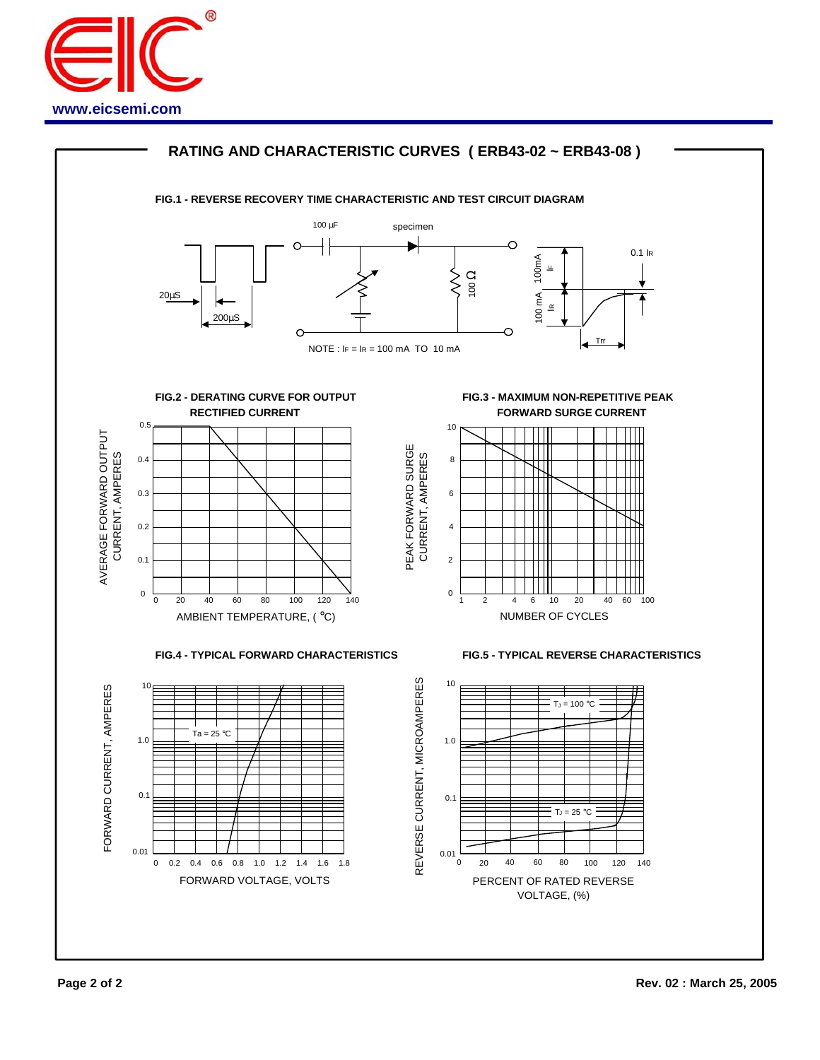## RATING AND CHARACTERISTIC CURVES ( ERB43-02 ~ ERB43-08 )

**FIG.1 - REVERSE RECOVERY TIME CHARACTERISTIC AND TEST CIRCUIT DIAGRAM**

100 μF

specimen

100 Ω

20μS

200μS

100mA

$I_F$

100 mA

$I_R$

0.1 $I_R$

Trr

NOTE : $I_F = I_R$ = 100 mA TO 10 mA

**FIG.2 - DERATING CURVE FOR OUTPUT RECTIFIED CURRENT**

AVERAGE FORWARD OUTPUT CURRENT, AMPERES

0.5
0.4
0.3
0.2
0.1
0

0 20 40 60 80 100 120 140

AMBIENT TEMPERATURE, ( °C)

**FIG.3 - MAXIMUM NON-REPETITIVE PEAK FORWARD SURGE CURRENT**

PEAK FORWARD SURGE CURRENT, AMPERES

10
8
6
4
2
0

1 2 4 6 10 20 40 60 100

NUMBER OF CYCLES

**FIG.4 - TYPICAL FORWARD CHARACTERISTICS**

FORWARD CURRENT, AMPERES

10
1.0
0.1
0.01

Ta = 25 °C

0 0.2 0.4 0.6 0.8 1.0 1.2 1.4 1.6 1.8

FORWARD VOLTAGE, VOLTS

**FIG.5 - TYPICAL REVERSE CHARACTERISTICS**

REVERSE CURRENT, MICROAMPERES

10
1.0
0.1
0.01

$T_J$ = 100 °C

$T_J$ = 25 °C

0 20 40 60 80 100 120 140

PERCENT OF RATED REVERSE VOLTAGE, (%)

Rev. 02 : March 25, 2005